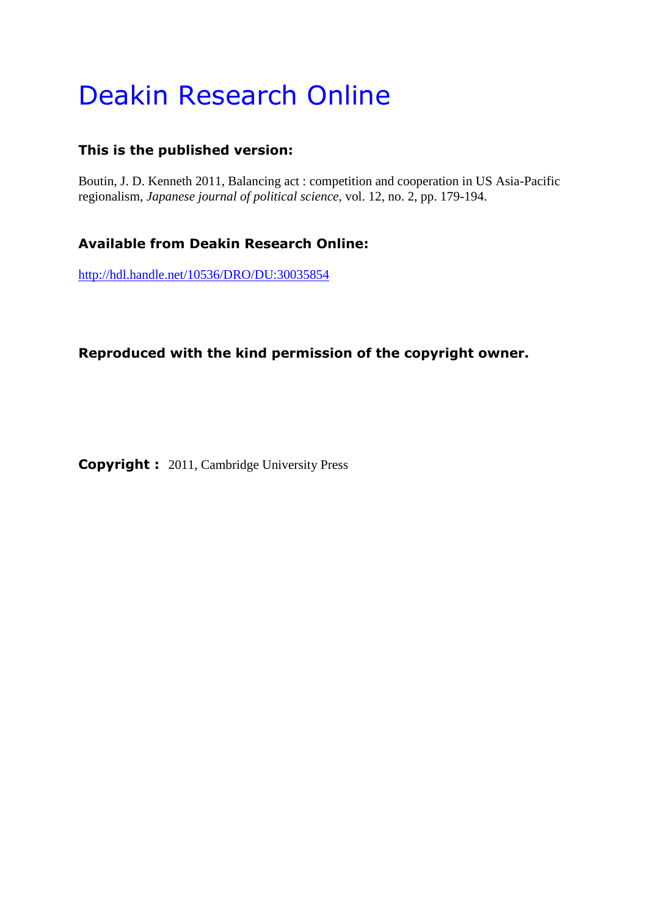# Deakin Research Online

**This is the published version:**

Boutin, J. D. Kenneth 2011, Balancing act : competition and cooperation in US Asia-Pacific regionalism, *Japanese journal of political science*, vol. 12, no. 2, pp. 179-194.

**Available from Deakin Research Online:**

http://hdl.handle.net/10536/DRO/DU:30035854

**Reproduced with the kind permission of the copyright owner.**

**Copyright :** 2011, Cambridge University Press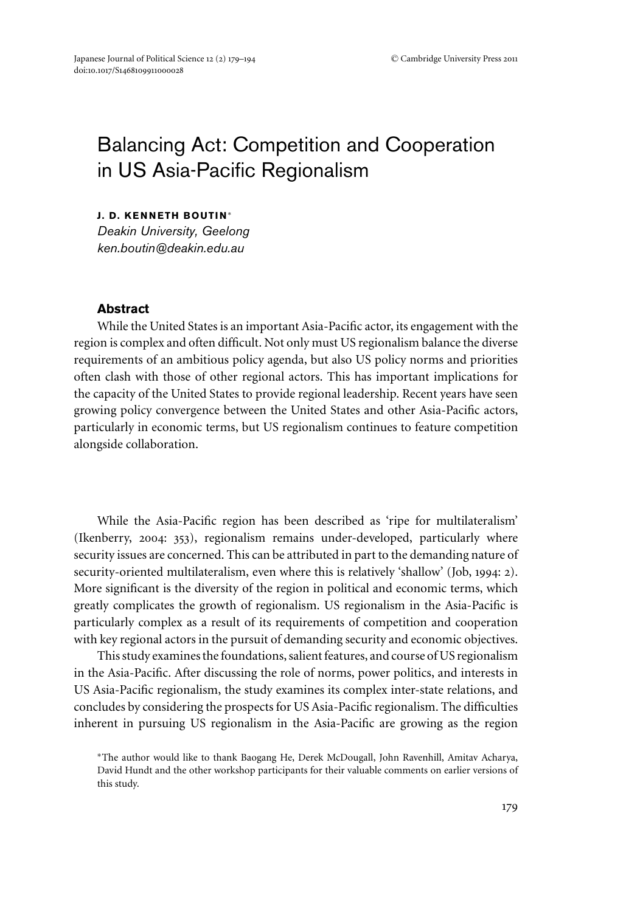# Balancing Act: Competition and Cooperation in US Asia-Pacific Regionalism

**J. D. KENNETH BOUTIN***
*Deakin University, Geelong*
*ken.boutin@deakin.edu.au*

## Abstract

While the United States is an important Asia-Pacific actor, its engagement with the region is complex and often difficult. Not only must US regionalism balance the diverse requirements of an ambitious policy agenda, but also US policy norms and priorities often clash with those of other regional actors. This has important implications for the capacity of the United States to provide regional leadership. Recent years have seen growing policy convergence between the United States and other Asia-Pacific actors, particularly in economic terms, but US regionalism continues to feature competition alongside collaboration.

While the Asia-Pacific region has been described as 'ripe for multilateralism' (Ikenberry, 2004: 353), regionalism remains under-developed, particularly where security issues are concerned. This can be attributed in part to the demanding nature of security-oriented multilateralism, even where this is relatively 'shallow' (Job, 1994: 2). More significant is the diversity of the region in political and economic terms, which greatly complicates the growth of regionalism. US regionalism in the Asia-Pacific is particularly complex as a result of its requirements of competition and cooperation with key regional actors in the pursuit of demanding security and economic objectives.

This study examines the foundations, salient features, and course of US regionalism in the Asia-Pacific. After discussing the role of norms, power politics, and interests in US Asia-Pacific regionalism, the study examines its complex inter-state relations, and concludes by considering the prospects for US Asia-Pacific regionalism. The difficulties inherent in pursuing US regionalism in the Asia-Pacific are growing as the region

*The author would like to thank Baogang He, Derek McDougall, John Ravenhill, Amitav Acharya, David Hundt and the other workshop participants for their valuable comments on earlier versions of this study.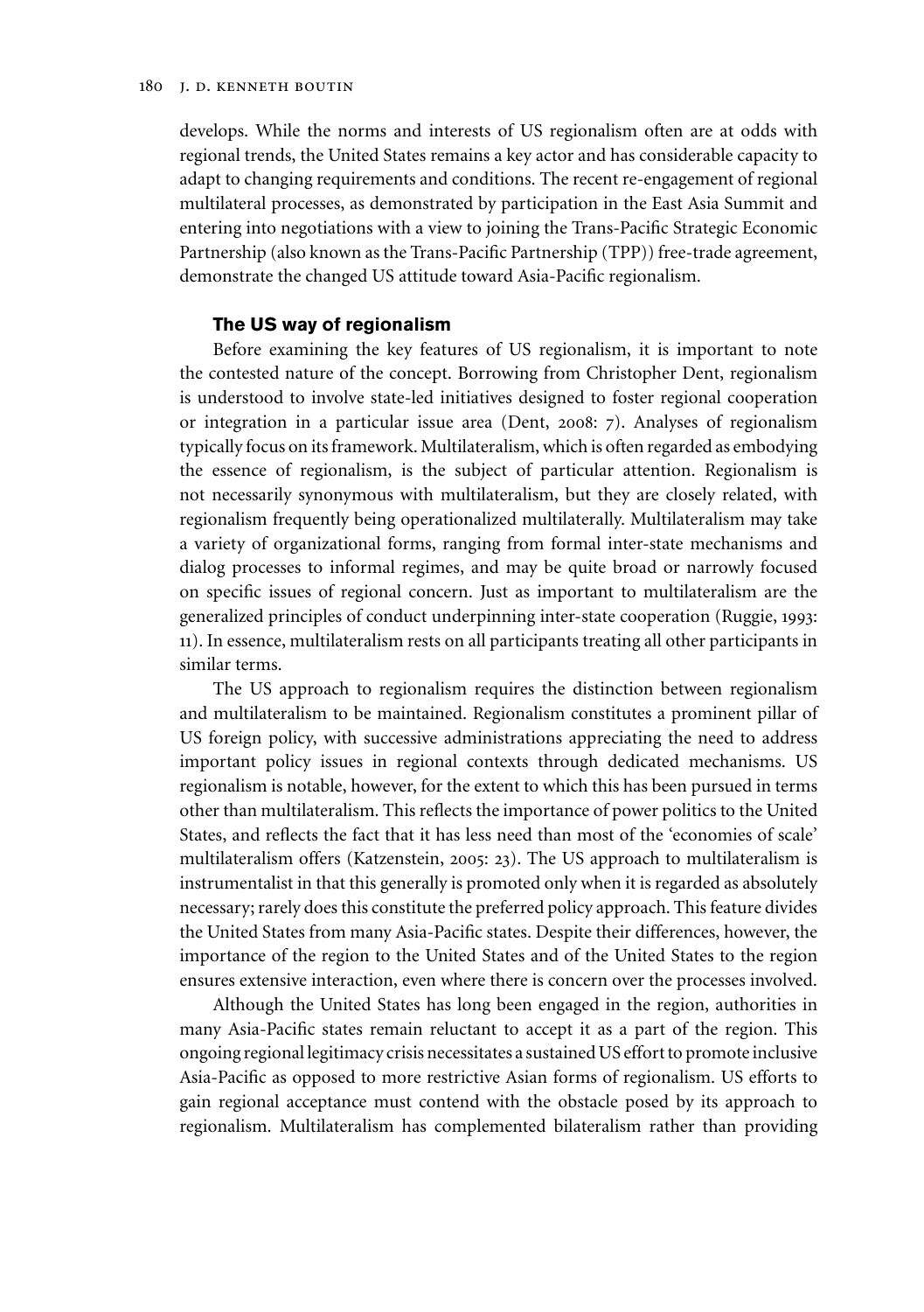develops. While the norms and interests of US regionalism often are at odds with regional trends, the United States remains a key actor and has considerable capacity to adapt to changing requirements and conditions. The recent re-engagement of regional multilateral processes, as demonstrated by participation in the East Asia Summit and entering into negotiations with a view to joining the Trans-Pacific Strategic Economic Partnership (also known as the Trans-Pacific Partnership (TPP)) free-trade agreement, demonstrate the changed US attitude toward Asia-Pacific regionalism.

## The US way of regionalism

Before examining the key features of US regionalism, it is important to note the contested nature of the concept. Borrowing from Christopher Dent, regionalism is understood to involve state-led initiatives designed to foster regional cooperation or integration in a particular issue area (Dent, 2008: 7). Analyses of regionalism typically focus on its framework. Multilateralism, which is often regarded as embodying the essence of regionalism, is the subject of particular attention. Regionalism is not necessarily synonymous with multilateralism, but they are closely related, with regionalism frequently being operationalized multilaterally. Multilateralism may take a variety of organizational forms, ranging from formal inter-state mechanisms and dialog processes to informal regimes, and may be quite broad or narrowly focused on specific issues of regional concern. Just as important to multilateralism are the generalized principles of conduct underpinning inter-state cooperation (Ruggie, 1993: 11). In essence, multilateralism rests on all participants treating all other participants in similar terms.

The US approach to regionalism requires the distinction between regionalism and multilateralism to be maintained. Regionalism constitutes a prominent pillar of US foreign policy, with successive administrations appreciating the need to address important policy issues in regional contexts through dedicated mechanisms. US regionalism is notable, however, for the extent to which this has been pursued in terms other than multilateralism. This reflects the importance of power politics to the United States, and reflects the fact that it has less need than most of the 'economies of scale' multilateralism offers (Katzenstein, 2005: 23). The US approach to multilateralism is instrumentalist in that this generally is promoted only when it is regarded as absolutely necessary; rarely does this constitute the preferred policy approach. This feature divides the United States from many Asia-Pacific states. Despite their differences, however, the importance of the region to the United States and of the United States to the region ensures extensive interaction, even where there is concern over the processes involved.

Although the United States has long been engaged in the region, authorities in many Asia-Pacific states remain reluctant to accept it as a part of the region. This ongoing regional legitimacy crisis necessitates a sustained US effort to promote inclusive Asia-Pacific as opposed to more restrictive Asian forms of regionalism. US efforts to gain regional acceptance must contend with the obstacle posed by its approach to regionalism. Multilateralism has complemented bilateralism rather than providing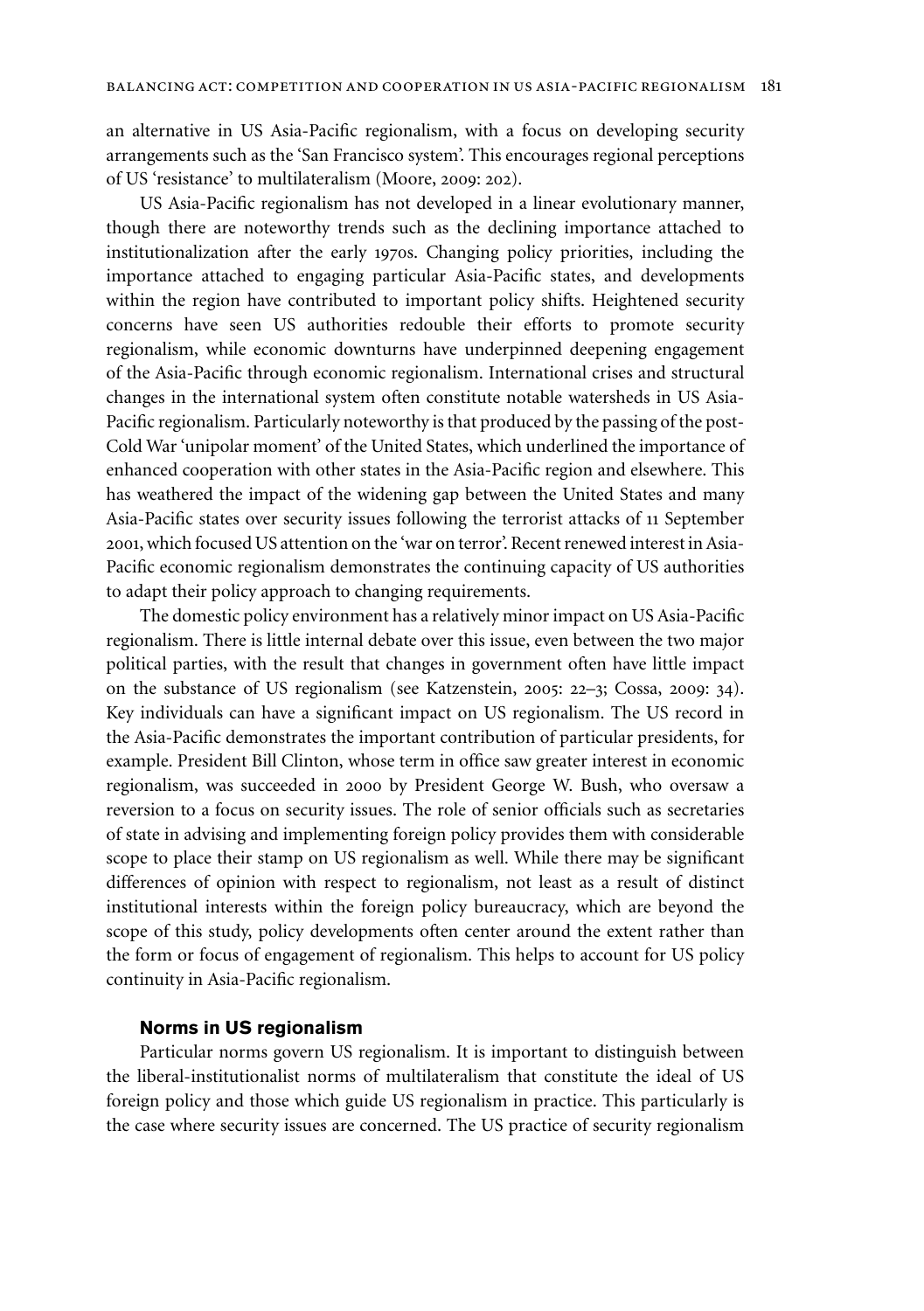an alternative in US Asia-Pacific regionalism, with a focus on developing security arrangements such as the 'San Francisco system'. This encourages regional perceptions of US 'resistance' to multilateralism (Moore, 2009: 202).

US Asia-Pacific regionalism has not developed in a linear evolutionary manner, though there are noteworthy trends such as the declining importance attached to institutionalization after the early 1970s. Changing policy priorities, including the importance attached to engaging particular Asia-Pacific states, and developments within the region have contributed to important policy shifts. Heightened security concerns have seen US authorities redouble their efforts to promote security regionalism, while economic downturns have underpinned deepening engagement of the Asia-Pacific through economic regionalism. International crises and structural changes in the international system often constitute notable watersheds in US Asia-Pacific regionalism. Particularly noteworthy is that produced by the passing of the post-Cold War 'unipolar moment' of the United States, which underlined the importance of enhanced cooperation with other states in the Asia-Pacific region and elsewhere. This has weathered the impact of the widening gap between the United States and many Asia-Pacific states over security issues following the terrorist attacks of 11 September 2001, which focused US attention on the 'war on terror'. Recent renewed interest in Asia-Pacific economic regionalism demonstrates the continuing capacity of US authorities to adapt their policy approach to changing requirements.

The domestic policy environment has a relatively minor impact on US Asia-Pacific regionalism. There is little internal debate over this issue, even between the two major political parties, with the result that changes in government often have little impact on the substance of US regionalism (see Katzenstein, 2005: 22–3; Cossa, 2009: 34). Key individuals can have a significant impact on US regionalism. The US record in the Asia-Pacific demonstrates the important contribution of particular presidents, for example. President Bill Clinton, whose term in office saw greater interest in economic regionalism, was succeeded in 2000 by President George W. Bush, who oversaw a reversion to a focus on security issues. The role of senior officials such as secretaries of state in advising and implementing foreign policy provides them with considerable scope to place their stamp on US regionalism as well. While there may be significant differences of opinion with respect to regionalism, not least as a result of distinct institutional interests within the foreign policy bureaucracy, which are beyond the scope of this study, policy developments often center around the extent rather than the form or focus of engagement of regionalism. This helps to account for US policy continuity in Asia-Pacific regionalism.

### Norms in US regionalism

Particular norms govern US regionalism. It is important to distinguish between the liberal-institutionalist norms of multilateralism that constitute the ideal of US foreign policy and those which guide US regionalism in practice. This particularly is the case where security issues are concerned. The US practice of security regionalism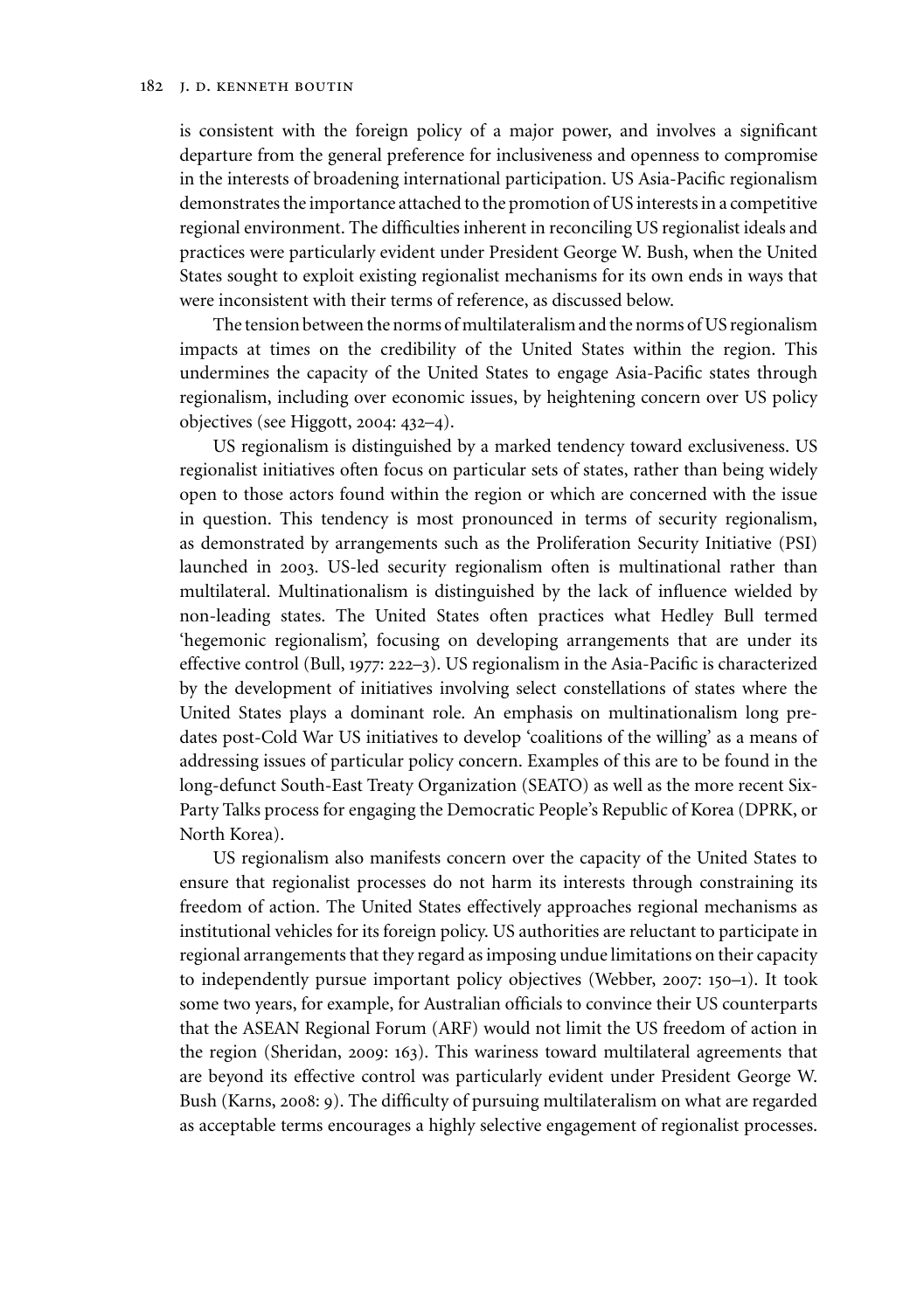is consistent with the foreign policy of a major power, and involves a significant departure from the general preference for inclusiveness and openness to compromise in the interests of broadening international participation. US Asia-Pacific regionalism demonstrates the importance attached to the promotion of US interests in a competitive regional environment. The difficulties inherent in reconciling US regionalist ideals and practices were particularly evident under President George W. Bush, when the United States sought to exploit existing regionalist mechanisms for its own ends in ways that were inconsistent with their terms of reference, as discussed below.

The tension between the norms of multilateralism and the norms of US regionalism impacts at times on the credibility of the United States within the region. This undermines the capacity of the United States to engage Asia-Pacific states through regionalism, including over economic issues, by heightening concern over US policy objectives (see Higgott, 2004: 432–4).

US regionalism is distinguished by a marked tendency toward exclusiveness. US regionalist initiatives often focus on particular sets of states, rather than being widely open to those actors found within the region or which are concerned with the issue in question. This tendency is most pronounced in terms of security regionalism, as demonstrated by arrangements such as the Proliferation Security Initiative (PSI) launched in 2003. US-led security regionalism often is multinational rather than multilateral. Multinationalism is distinguished by the lack of influence wielded by non-leading states. The United States often practices what Hedley Bull termed 'hegemonic regionalism', focusing on developing arrangements that are under its effective control (Bull, 1977: 222–3). US regionalism in the Asia-Pacific is characterized by the development of initiatives involving select constellations of states where the United States plays a dominant role. An emphasis on multinationalism long pre-dates post-Cold War US initiatives to develop 'coalitions of the willing' as a means of addressing issues of particular policy concern. Examples of this are to be found in the long-defunct South-East Treaty Organization (SEATO) as well as the more recent Six-Party Talks process for engaging the Democratic People's Republic of Korea (DPRK, or North Korea).

US regionalism also manifests concern over the capacity of the United States to ensure that regionalist processes do not harm its interests through constraining its freedom of action. The United States effectively approaches regional mechanisms as institutional vehicles for its foreign policy. US authorities are reluctant to participate in regional arrangements that they regard as imposing undue limitations on their capacity to independently pursue important policy objectives (Webber, 2007: 150–1). It took some two years, for example, for Australian officials to convince their US counterparts that the ASEAN Regional Forum (ARF) would not limit the US freedom of action in the region (Sheridan, 2009: 163). This wariness toward multilateral agreements that are beyond its effective control was particularly evident under President George W. Bush (Karns, 2008: 9). The difficulty of pursuing multilateralism on what are regarded as acceptable terms encourages a highly selective engagement of regionalist processes.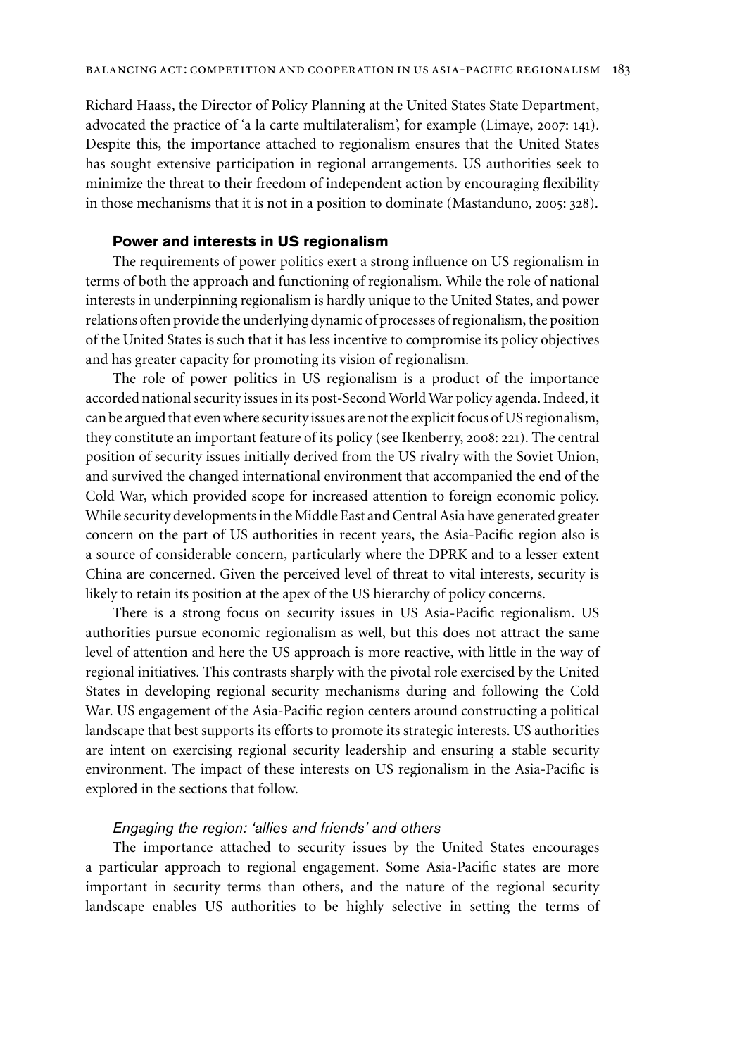Richard Haass, the Director of Policy Planning at the United States State Department, advocated the practice of 'a la carte multilateralism', for example (Limaye, 2007: 141). Despite this, the importance attached to regionalism ensures that the United States has sought extensive participation in regional arrangements. US authorities seek to minimize the threat to their freedom of independent action by encouraging flexibility in those mechanisms that it is not in a position to dominate (Mastanduno, 2005: 328).

## Power and interests in US regionalism

The requirements of power politics exert a strong influence on US regionalism in terms of both the approach and functioning of regionalism. While the role of national interests in underpinning regionalism is hardly unique to the United States, and power relations often provide the underlying dynamic of processes of regionalism, the position of the United States is such that it has less incentive to compromise its policy objectives and has greater capacity for promoting its vision of regionalism.

The role of power politics in US regionalism is a product of the importance accorded national security issues in its post-Second World War policy agenda. Indeed, it can be argued that even where security issues are not the explicit focus of US regionalism, they constitute an important feature of its policy (see Ikenberry, 2008: 221). The central position of security issues initially derived from the US rivalry with the Soviet Union, and survived the changed international environment that accompanied the end of the Cold War, which provided scope for increased attention to foreign economic policy. While security developments in the Middle East and Central Asia have generated greater concern on the part of US authorities in recent years, the Asia-Pacific region also is a source of considerable concern, particularly where the DPRK and to a lesser extent China are concerned. Given the perceived level of threat to vital interests, security is likely to retain its position at the apex of the US hierarchy of policy concerns.

There is a strong focus on security issues in US Asia-Pacific regionalism. US authorities pursue economic regionalism as well, but this does not attract the same level of attention and here the US approach is more reactive, with little in the way of regional initiatives. This contrasts sharply with the pivotal role exercised by the United States in developing regional security mechanisms during and following the Cold War. US engagement of the Asia-Pacific region centers around constructing a political landscape that best supports its efforts to promote its strategic interests. US authorities are intent on exercising regional security leadership and ensuring a stable security environment. The impact of these interests on US regionalism in the Asia-Pacific is explored in the sections that follow.

### *Engaging the region: 'allies and friends' and others*

The importance attached to security issues by the United States encourages a particular approach to regional engagement. Some Asia-Pacific states are more important in security terms than others, and the nature of the regional security landscape enables US authorities to be highly selective in setting the terms of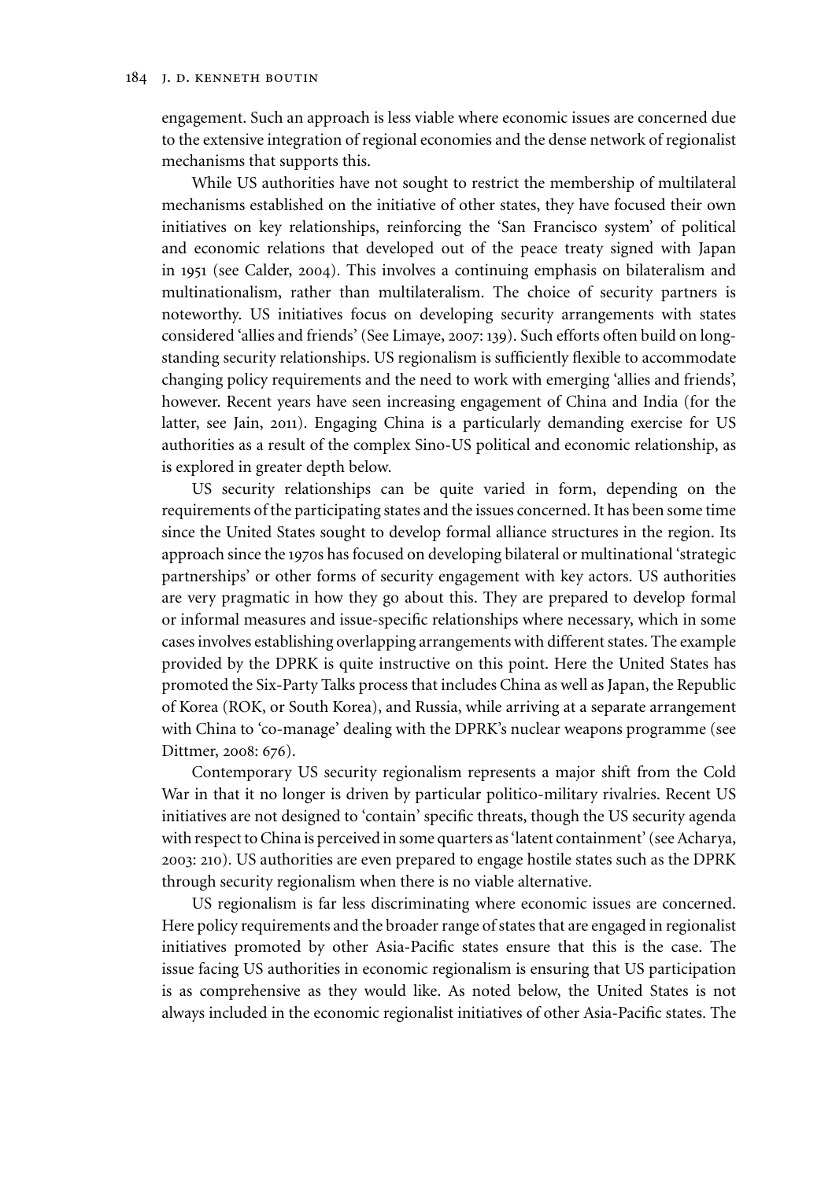engagement. Such an approach is less viable where economic issues are concerned due to the extensive integration of regional economies and the dense network of regionalist mechanisms that supports this.

While US authorities have not sought to restrict the membership of multilateral mechanisms established on the initiative of other states, they have focused their own initiatives on key relationships, reinforcing the 'San Francisco system' of political and economic relations that developed out of the peace treaty signed with Japan in 1951 (see Calder, 2004). This involves a continuing emphasis on bilateralism and multinationalism, rather than multilateralism. The choice of security partners is noteworthy. US initiatives focus on developing security arrangements with states considered 'allies and friends' (See Limaye, 2007: 139). Such efforts often build on long-standing security relationships. US regionalism is sufficiently flexible to accommodate changing policy requirements and the need to work with emerging 'allies and friends', however. Recent years have seen increasing engagement of China and India (for the latter, see Jain, 2011). Engaging China is a particularly demanding exercise for US authorities as a result of the complex Sino-US political and economic relationship, as is explored in greater depth below.

US security relationships can be quite varied in form, depending on the requirements of the participating states and the issues concerned. It has been some time since the United States sought to develop formal alliance structures in the region. Its approach since the 1970s has focused on developing bilateral or multinational 'strategic partnerships' or other forms of security engagement with key actors. US authorities are very pragmatic in how they go about this. They are prepared to develop formal or informal measures and issue-specific relationships where necessary, which in some cases involves establishing overlapping arrangements with different states. The example provided by the DPRK is quite instructive on this point. Here the United States has promoted the Six-Party Talks process that includes China as well as Japan, the Republic of Korea (ROK, or South Korea), and Russia, while arriving at a separate arrangement with China to 'co-manage' dealing with the DPRK's nuclear weapons programme (see Dittmer, 2008: 676).

Contemporary US security regionalism represents a major shift from the Cold War in that it no longer is driven by particular politico-military rivalries. Recent US initiatives are not designed to 'contain' specific threats, though the US security agenda with respect to China is perceived in some quarters as 'latent containment' (see Acharya, 2003: 210). US authorities are even prepared to engage hostile states such as the DPRK through security regionalism when there is no viable alternative.

US regionalism is far less discriminating where economic issues are concerned. Here policy requirements and the broader range of states that are engaged in regionalist initiatives promoted by other Asia-Pacific states ensure that this is the case. The issue facing US authorities in economic regionalism is ensuring that US participation is as comprehensive as they would like. As noted below, the United States is not always included in the economic regionalist initiatives of other Asia-Pacific states. The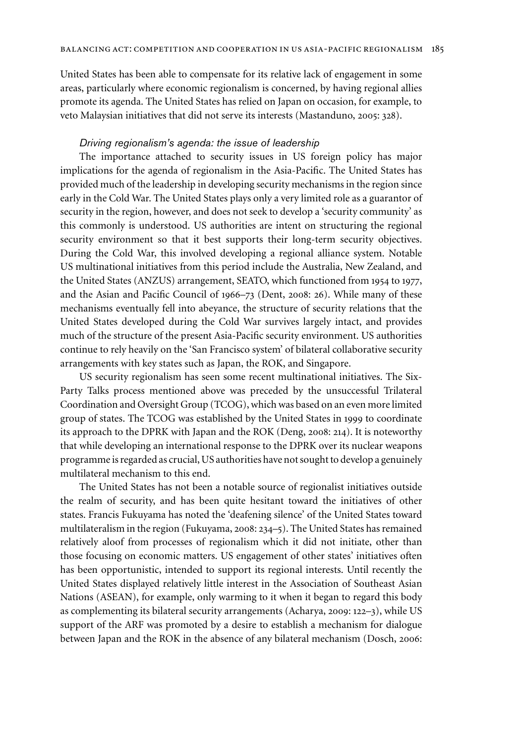United States has been able to compensate for its relative lack of engagement in some areas, particularly where economic regionalism is concerned, by having regional allies promote its agenda. The United States has relied on Japan on occasion, for example, to veto Malaysian initiatives that did not serve its interests (Mastanduno, 2005: 328).

### *Driving regionalism's agenda: the issue of leadership*

The importance attached to security issues in US foreign policy has major implications for the agenda of regionalism in the Asia-Pacific. The United States has provided much of the leadership in developing security mechanisms in the region since early in the Cold War. The United States plays only a very limited role as a guarantor of security in the region, however, and does not seek to develop a 'security community' as this commonly is understood. US authorities are intent on structuring the regional security environment so that it best supports their long-term security objectives. During the Cold War, this involved developing a regional alliance system. Notable US multinational initiatives from this period include the Australia, New Zealand, and the United States (ANZUS) arrangement, SEATO, which functioned from 1954 to 1977, and the Asian and Pacific Council of 1966–73 (Dent, 2008: 26). While many of these mechanisms eventually fell into abeyance, the structure of security relations that the United States developed during the Cold War survives largely intact, and provides much of the structure of the present Asia-Pacific security environment. US authorities continue to rely heavily on the 'San Francisco system' of bilateral collaborative security arrangements with key states such as Japan, the ROK, and Singapore.

US security regionalism has seen some recent multinational initiatives. The Six-Party Talks process mentioned above was preceded by the unsuccessful Trilateral Coordination and Oversight Group (TCOG), which was based on an even more limited group of states. The TCOG was established by the United States in 1999 to coordinate its approach to the DPRK with Japan and the ROK (Deng, 2008: 214). It is noteworthy that while developing an international response to the DPRK over its nuclear weapons programme is regarded as crucial, US authorities have not sought to develop a genuinely multilateral mechanism to this end.

The United States has not been a notable source of regionalist initiatives outside the realm of security, and has been quite hesitant toward the initiatives of other states. Francis Fukuyama has noted the 'deafening silence' of the United States toward multilateralism in the region (Fukuyama, 2008: 234–5). The United States has remained relatively aloof from processes of regionalism which it did not initiate, other than those focusing on economic matters. US engagement of other states' initiatives often has been opportunistic, intended to support its regional interests. Until recently the United States displayed relatively little interest in the Association of Southeast Asian Nations (ASEAN), for example, only warming to it when it began to regard this body as complementing its bilateral security arrangements (Acharya, 2009: 122–3), while US support of the ARF was promoted by a desire to establish a mechanism for dialogue between Japan and the ROK in the absence of any bilateral mechanism (Dosch, 2006: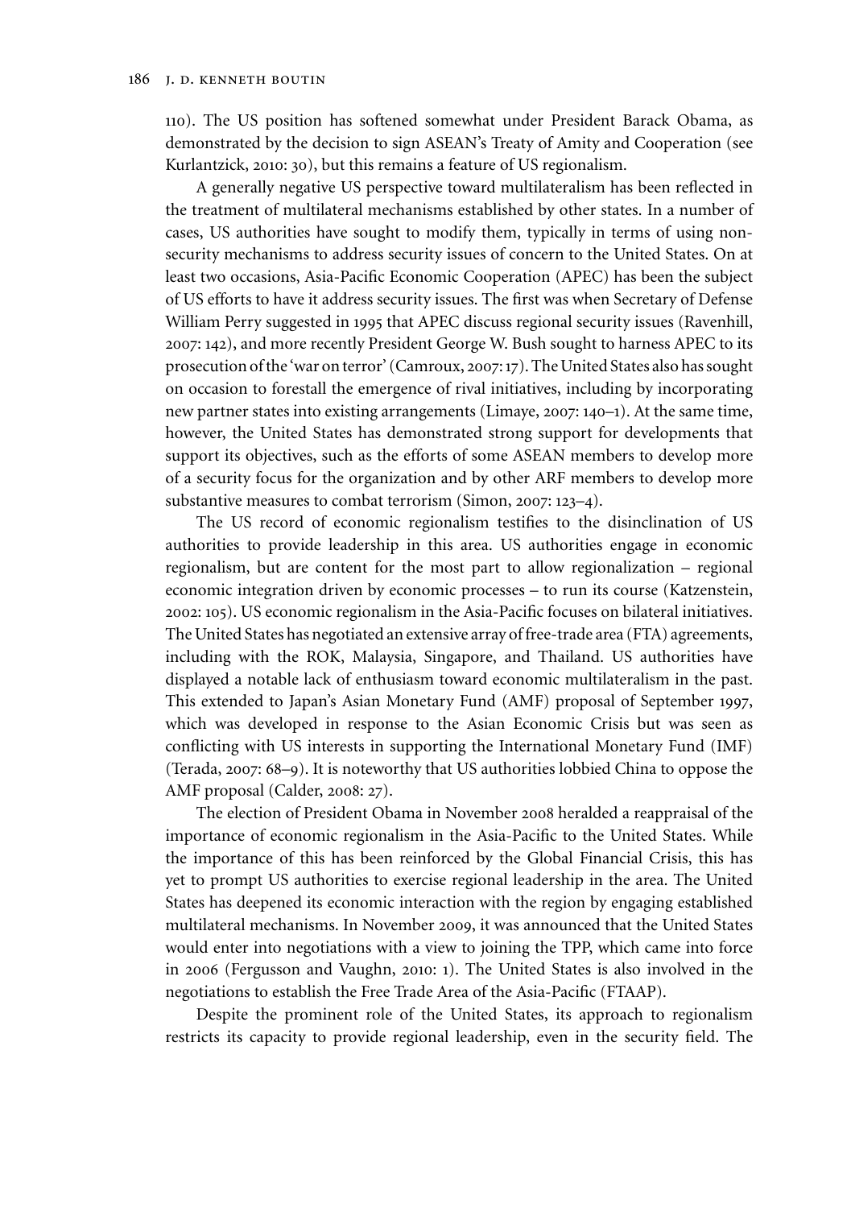110). The US position has softened somewhat under President Barack Obama, as demonstrated by the decision to sign ASEAN's Treaty of Amity and Cooperation (see Kurlantzick, 2010: 30), but this remains a feature of US regionalism.

A generally negative US perspective toward multilateralism has been reflected in the treatment of multilateral mechanisms established by other states. In a number of cases, US authorities have sought to modify them, typically in terms of using non-security mechanisms to address security issues of concern to the United States. On at least two occasions, Asia-Pacific Economic Cooperation (APEC) has been the subject of US efforts to have it address security issues. The first was when Secretary of Defense William Perry suggested in 1995 that APEC discuss regional security issues (Ravenhill, 2007: 142), and more recently President George W. Bush sought to harness APEC to its prosecution of the 'war on terror' (Camroux, 2007: 17). The United States also has sought on occasion to forestall the emergence of rival initiatives, including by incorporating new partner states into existing arrangements (Limaye, 2007: 140–1). At the same time, however, the United States has demonstrated strong support for developments that support its objectives, such as the efforts of some ASEAN members to develop more of a security focus for the organization and by other ARF members to develop more substantive measures to combat terrorism (Simon, 2007: 123–4).

The US record of economic regionalism testifies to the disinclination of US authorities to provide leadership in this area. US authorities engage in economic regionalism, but are content for the most part to allow regionalization – regional economic integration driven by economic processes – to run its course (Katzenstein, 2002: 105). US economic regionalism in the Asia-Pacific focuses on bilateral initiatives. The United States has negotiated an extensive array of free-trade area (FTA) agreements, including with the ROK, Malaysia, Singapore, and Thailand. US authorities have displayed a notable lack of enthusiasm toward economic multilateralism in the past. This extended to Japan's Asian Monetary Fund (AMF) proposal of September 1997, which was developed in response to the Asian Economic Crisis but was seen as conflicting with US interests in supporting the International Monetary Fund (IMF) (Terada, 2007: 68–9). It is noteworthy that US authorities lobbied China to oppose the AMF proposal (Calder, 2008: 27).

The election of President Obama in November 2008 heralded a reappraisal of the importance of economic regionalism in the Asia-Pacific to the United States. While the importance of this has been reinforced by the Global Financial Crisis, this has yet to prompt US authorities to exercise regional leadership in the area. The United States has deepened its economic interaction with the region by engaging established multilateral mechanisms. In November 2009, it was announced that the United States would enter into negotiations with a view to joining the TPP, which came into force in 2006 (Fergusson and Vaughn, 2010: 1). The United States is also involved in the negotiations to establish the Free Trade Area of the Asia-Pacific (FTAAP).

Despite the prominent role of the United States, its approach to regionalism restricts its capacity to provide regional leadership, even in the security field. The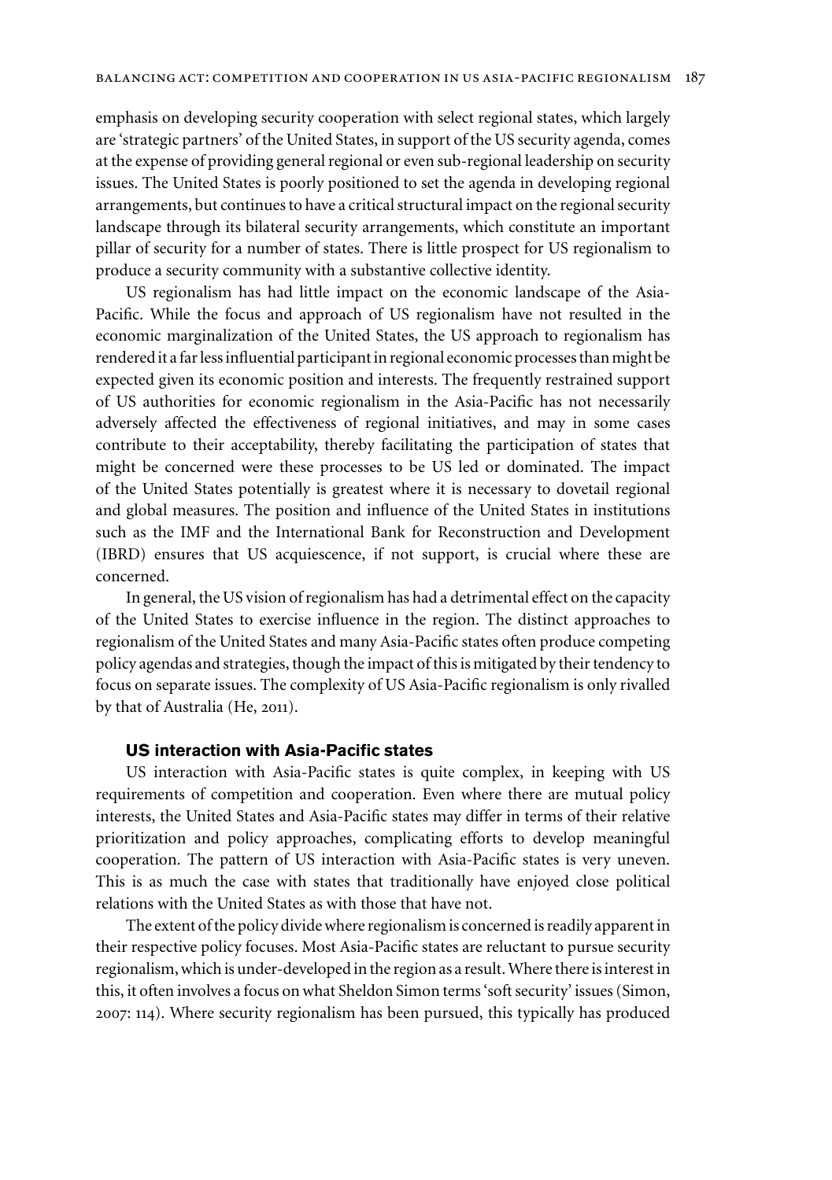emphasis on developing security cooperation with select regional states, which largely are 'strategic partners' of the United States, in support of the US security agenda, comes at the expense of providing general regional or even sub-regional leadership on security issues. The United States is poorly positioned to set the agenda in developing regional arrangements, but continues to have a critical structural impact on the regional security landscape through its bilateral security arrangements, which constitute an important pillar of security for a number of states. There is little prospect for US regionalism to produce a security community with a substantive collective identity.

US regionalism has had little impact on the economic landscape of the Asia-Pacific. While the focus and approach of US regionalism have not resulted in the economic marginalization of the United States, the US approach to regionalism has rendered it a far less influential participant in regional economic processes than might be expected given its economic position and interests. The frequently restrained support of US authorities for economic regionalism in the Asia-Pacific has not necessarily adversely affected the effectiveness of regional initiatives, and may in some cases contribute to their acceptability, thereby facilitating the participation of states that might be concerned were these processes to be US led or dominated. The impact of the United States potentially is greatest where it is necessary to dovetail regional and global measures. The position and influence of the United States in institutions such as the IMF and the International Bank for Reconstruction and Development (IBRD) ensures that US acquiescence, if not support, is crucial where these are concerned.

In general, the US vision of regionalism has had a detrimental effect on the capacity of the United States to exercise influence in the region. The distinct approaches to regionalism of the United States and many Asia-Pacific states often produce competing policy agendas and strategies, though the impact of this is mitigated by their tendency to focus on separate issues. The complexity of US Asia-Pacific regionalism is only rivalled by that of Australia (He, 2011).

### US interaction with Asia-Pacific states

US interaction with Asia-Pacific states is quite complex, in keeping with US requirements of competition and cooperation. Even where there are mutual policy interests, the United States and Asia-Pacific states may differ in terms of their relative prioritization and policy approaches, complicating efforts to develop meaningful cooperation. The pattern of US interaction with Asia-Pacific states is very uneven. This is as much the case with states that traditionally have enjoyed close political relations with the United States as with those that have not.

The extent of the policy divide where regionalism is concerned is readily apparent in their respective policy focuses. Most Asia-Pacific states are reluctant to pursue security regionalism, which is under-developed in the region as a result. Where there is interest in this, it often involves a focus on what Sheldon Simon terms 'soft security' issues (Simon, 2007: 114). Where security regionalism has been pursued, this typically has produced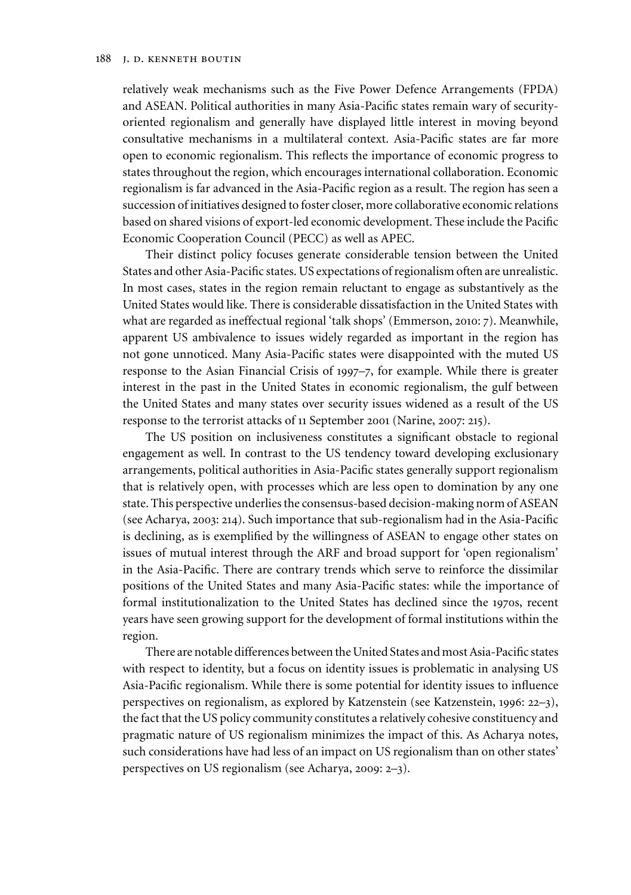relatively weak mechanisms such as the Five Power Defence Arrangements (FPDA) and ASEAN. Political authorities in many Asia-Pacific states remain wary of security-oriented regionalism and generally have displayed little interest in moving beyond consultative mechanisms in a multilateral context. Asia-Pacific states are far more open to economic regionalism. This reflects the importance of economic progress to states throughout the region, which encourages international collaboration. Economic regionalism is far advanced in the Asia-Pacific region as a result. The region has seen a succession of initiatives designed to foster closer, more collaborative economic relations based on shared visions of export-led economic development. These include the Pacific Economic Cooperation Council (PECC) as well as APEC.

Their distinct policy focuses generate considerable tension between the United States and other Asia-Pacific states. US expectations of regionalism often are unrealistic. In most cases, states in the region remain reluctant to engage as substantively as the United States would like. There is considerable dissatisfaction in the United States with what are regarded as ineffectual regional 'talk shops' (Emmerson, 2010: 7). Meanwhile, apparent US ambivalence to issues widely regarded as important in the region has not gone unnoticed. Many Asia-Pacific states were disappointed with the muted US response to the Asian Financial Crisis of 1997–7, for example. While there is greater interest in the past in the United States in economic regionalism, the gulf between the United States and many states over security issues widened as a result of the US response to the terrorist attacks of 11 September 2001 (Narine, 2007: 215).

The US position on inclusiveness constitutes a significant obstacle to regional engagement as well. In contrast to the US tendency toward developing exclusionary arrangements, political authorities in Asia-Pacific states generally support regionalism that is relatively open, with processes which are less open to domination by any one state. This perspective underlies the consensus-based decision-making norm of ASEAN (see Acharya, 2003: 214). Such importance that sub-regionalism had in the Asia-Pacific is declining, as is exemplified by the willingness of ASEAN to engage other states on issues of mutual interest through the ARF and broad support for 'open regionalism' in the Asia-Pacific. There are contrary trends which serve to reinforce the dissimilar positions of the United States and many Asia-Pacific states: while the importance of formal institutionalization to the United States has declined since the 1970s, recent years have seen growing support for the development of formal institutions within the region.

There are notable differences between the United States and most Asia-Pacific states with respect to identity, but a focus on identity issues is problematic in analysing US Asia-Pacific regionalism. While there is some potential for identity issues to influence perspectives on regionalism, as explored by Katzenstein (see Katzenstein, 1996: 22–3), the fact that the US policy community constitutes a relatively cohesive constituency and pragmatic nature of US regionalism minimizes the impact of this. As Acharya notes, such considerations have had less of an impact on US regionalism than on other states' perspectives on US regionalism (see Acharya, 2009: 2–3).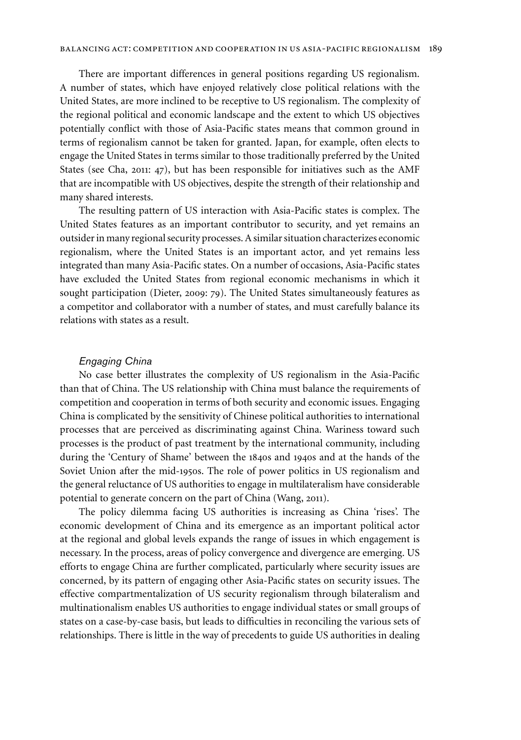There are important differences in general positions regarding US regionalism. A number of states, which have enjoyed relatively close political relations with the United States, are more inclined to be receptive to US regionalism. The complexity of the regional political and economic landscape and the extent to which US objectives potentially conflict with those of Asia-Pacific states means that common ground in terms of regionalism cannot be taken for granted. Japan, for example, often elects to engage the United States in terms similar to those traditionally preferred by the United States (see Cha, 2011: 47), but has been responsible for initiatives such as the AMF that are incompatible with US objectives, despite the strength of their relationship and many shared interests.

The resulting pattern of US interaction with Asia-Pacific states is complex. The United States features as an important contributor to security, and yet remains an outsider in many regional security processes. A similar situation characterizes economic regionalism, where the United States is an important actor, and yet remains less integrated than many Asia-Pacific states. On a number of occasions, Asia-Pacific states have excluded the United States from regional economic mechanisms in which it sought participation (Dieter, 2009: 79). The United States simultaneously features as a competitor and collaborator with a number of states, and must carefully balance its relations with states as a result.

### *Engaging China*

No case better illustrates the complexity of US regionalism in the Asia-Pacific than that of China. The US relationship with China must balance the requirements of competition and cooperation in terms of both security and economic issues. Engaging China is complicated by the sensitivity of Chinese political authorities to international processes that are perceived as discriminating against China. Wariness toward such processes is the product of past treatment by the international community, including during the 'Century of Shame' between the 1840s and 1940s and at the hands of the Soviet Union after the mid-1950s. The role of power politics in US regionalism and the general reluctance of US authorities to engage in multilateralism have considerable potential to generate concern on the part of China (Wang, 2011).

The policy dilemma facing US authorities is increasing as China 'rises'. The economic development of China and its emergence as an important political actor at the regional and global levels expands the range of issues in which engagement is necessary. In the process, areas of policy convergence and divergence are emerging. US efforts to engage China are further complicated, particularly where security issues are concerned, by its pattern of engaging other Asia-Pacific states on security issues. The effective compartmentalization of US security regionalism through bilateralism and multinationalism enables US authorities to engage individual states or small groups of states on a case-by-case basis, but leads to difficulties in reconciling the various sets of relationships. There is little in the way of precedents to guide US authorities in dealing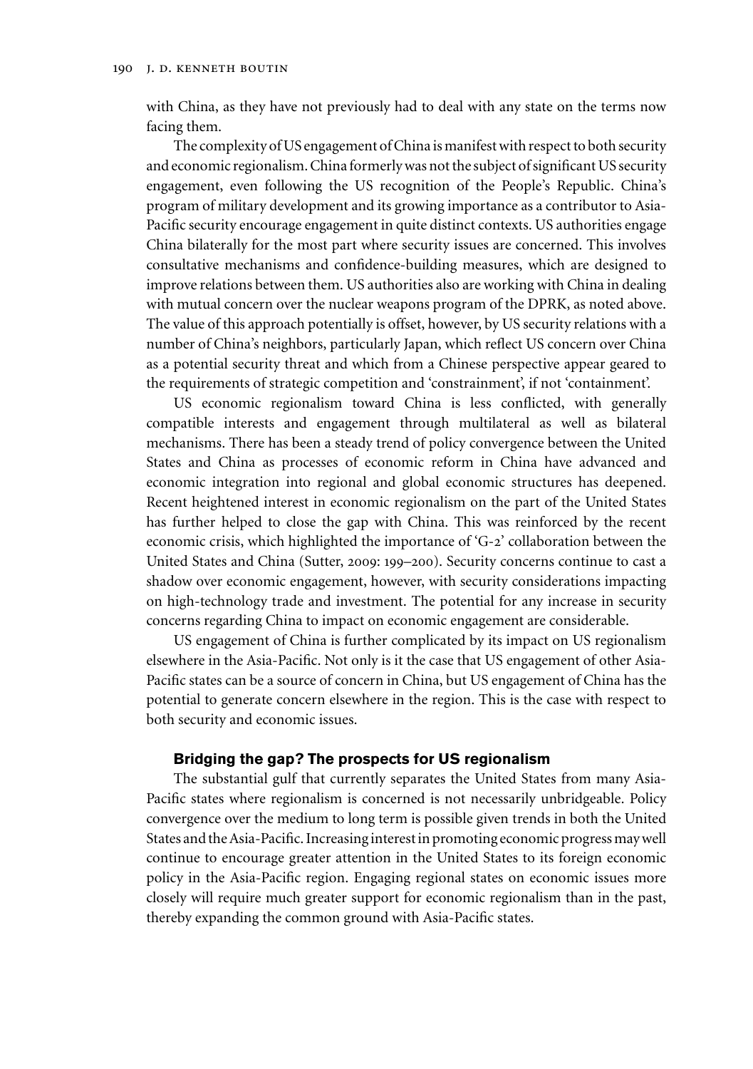with China, as they have not previously had to deal with any state on the terms now facing them.

The complexity of US engagement of China is manifest with respect to both security and economic regionalism. China formerly was not the subject of significant US security engagement, even following the US recognition of the People's Republic. China's program of military development and its growing importance as a contributor to Asia-Pacific security encourage engagement in quite distinct contexts. US authorities engage China bilaterally for the most part where security issues are concerned. This involves consultative mechanisms and confidence-building measures, which are designed to improve relations between them. US authorities also are working with China in dealing with mutual concern over the nuclear weapons program of the DPRK, as noted above. The value of this approach potentially is offset, however, by US security relations with a number of China's neighbors, particularly Japan, which reflect US concern over China as a potential security threat and which from a Chinese perspective appear geared to the requirements of strategic competition and 'constrainment', if not 'containment'.

US economic regionalism toward China is less conflicted, with generally compatible interests and engagement through multilateral as well as bilateral mechanisms. There has been a steady trend of policy convergence between the United States and China as processes of economic reform in China have advanced and economic integration into regional and global economic structures has deepened. Recent heightened interest in economic regionalism on the part of the United States has further helped to close the gap with China. This was reinforced by the recent economic crisis, which highlighted the importance of 'G-2' collaboration between the United States and China (Sutter, 2009: 199–200). Security concerns continue to cast a shadow over economic engagement, however, with security considerations impacting on high-technology trade and investment. The potential for any increase in security concerns regarding China to impact on economic engagement are considerable.

US engagement of China is further complicated by its impact on US regionalism elsewhere in the Asia-Pacific. Not only is it the case that US engagement of other Asia-Pacific states can be a source of concern in China, but US engagement of China has the potential to generate concern elsewhere in the region. This is the case with respect to both security and economic issues.

## Bridging the gap? The prospects for US regionalism

The substantial gulf that currently separates the United States from many Asia-Pacific states where regionalism is concerned is not necessarily unbridgeable. Policy convergence over the medium to long term is possible given trends in both the United States and the Asia-Pacific. Increasing interest in promoting economic progress may well continue to encourage greater attention in the United States to its foreign economic policy in the Asia-Pacific region. Engaging regional states on economic issues more closely will require much greater support for economic regionalism than in the past, thereby expanding the common ground with Asia-Pacific states.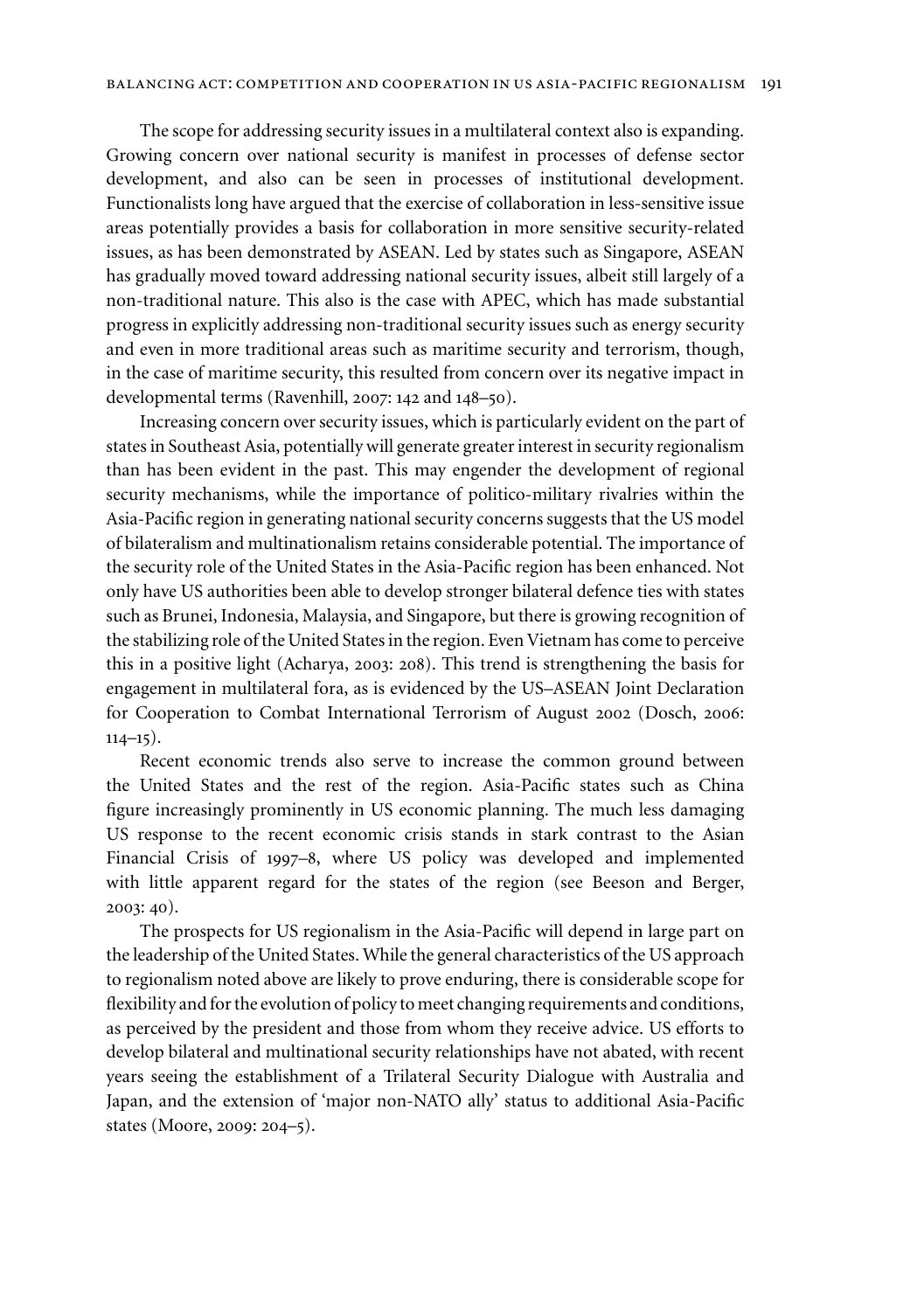The scope for addressing security issues in a multilateral context also is expanding. Growing concern over national security is manifest in processes of defense sector development, and also can be seen in processes of institutional development. Functionalists long have argued that the exercise of collaboration in less-sensitive issue areas potentially provides a basis for collaboration in more sensitive security-related issues, as has been demonstrated by ASEAN. Led by states such as Singapore, ASEAN has gradually moved toward addressing national security issues, albeit still largely of a non-traditional nature. This also is the case with APEC, which has made substantial progress in explicitly addressing non-traditional security issues such as energy security and even in more traditional areas such as maritime security and terrorism, though, in the case of maritime security, this resulted from concern over its negative impact in developmental terms (Ravenhill, 2007: 142 and 148–50).

Increasing concern over security issues, which is particularly evident on the part of states in Southeast Asia, potentially will generate greater interest in security regionalism than has been evident in the past. This may engender the development of regional security mechanisms, while the importance of politico-military rivalries within the Asia-Pacific region in generating national security concerns suggests that the US model of bilateralism and multinationalism retains considerable potential. The importance of the security role of the United States in the Asia-Pacific region has been enhanced. Not only have US authorities been able to develop stronger bilateral defence ties with states such as Brunei, Indonesia, Malaysia, and Singapore, but there is growing recognition of the stabilizing role of the United States in the region. Even Vietnam has come to perceive this in a positive light (Acharya, 2003: 208). This trend is strengthening the basis for engagement in multilateral fora, as is evidenced by the US–ASEAN Joint Declaration for Cooperation to Combat International Terrorism of August 2002 (Dosch, 2006: 114–15).

Recent economic trends also serve to increase the common ground between the United States and the rest of the region. Asia-Pacific states such as China figure increasingly prominently in US economic planning. The much less damaging US response to the recent economic crisis stands in stark contrast to the Asian Financial Crisis of 1997–8, where US policy was developed and implemented with little apparent regard for the states of the region (see Beeson and Berger, 2003: 40).

The prospects for US regionalism in the Asia-Pacific will depend in large part on the leadership of the United States. While the general characteristics of the US approach to regionalism noted above are likely to prove enduring, there is considerable scope for flexibility and for the evolution of policy to meet changing requirements and conditions, as perceived by the president and those from whom they receive advice. US efforts to develop bilateral and multinational security relationships have not abated, with recent years seeing the establishment of a Trilateral Security Dialogue with Australia and Japan, and the extension of 'major non-NATO ally' status to additional Asia-Pacific states (Moore, 2009: 204–5).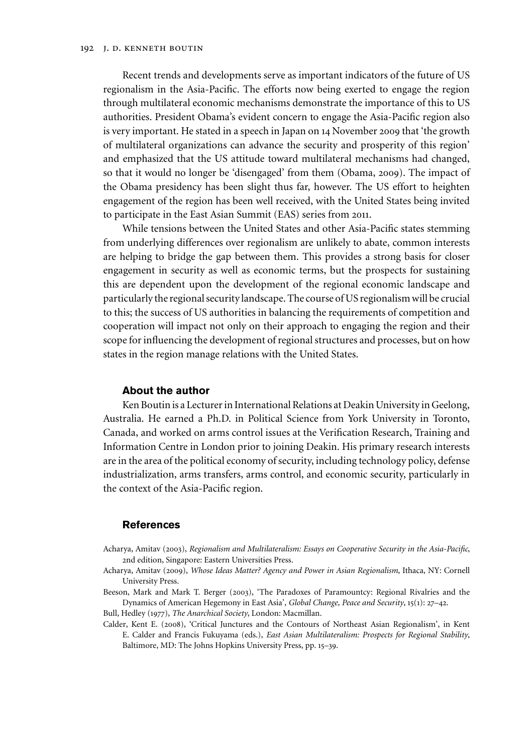Recent trends and developments serve as important indicators of the future of US regionalism in the Asia-Pacific. The efforts now being exerted to engage the region through multilateral economic mechanisms demonstrate the importance of this to US authorities. President Obama's evident concern to engage the Asia-Pacific region also is very important. He stated in a speech in Japan on 14 November 2009 that 'the growth of multilateral organizations can advance the security and prosperity of this region' and emphasized that the US attitude toward multilateral mechanisms had changed, so that it would no longer be 'disengaged' from them (Obama, 2009). The impact of the Obama presidency has been slight thus far, however. The US effort to heighten engagement of the region has been well received, with the United States being invited to participate in the East Asian Summit (EAS) series from 2011.

While tensions between the United States and other Asia-Pacific states stemming from underlying differences over regionalism are unlikely to abate, common interests are helping to bridge the gap between them. This provides a strong basis for closer engagement in security as well as economic terms, but the prospects for sustaining this are dependent upon the development of the regional economic landscape and particularly the regional security landscape. The course of US regionalism will be crucial to this; the success of US authorities in balancing the requirements of competition and cooperation will impact not only on their approach to engaging the region and their scope for influencing the development of regional structures and processes, but on how states in the region manage relations with the United States.

## About the author

Ken Boutin is a Lecturer in International Relations at Deakin University in Geelong, Australia. He earned a Ph.D. in Political Science from York University in Toronto, Canada, and worked on arms control issues at the Verification Research, Training and Information Centre in London prior to joining Deakin. His primary research interests are in the area of the political economy of security, including technology policy, defense industrialization, arms transfers, arms control, and economic security, particularly in the context of the Asia-Pacific region.

## References

Acharya, Amitav (2003), *Regionalism and Multilateralism: Essays on Cooperative Security in the Asia-Pacific*, 2nd edition, Singapore: Eastern Universities Press.

Acharya, Amitav (2009), *Whose Ideas Matter? Agency and Power in Asian Regionalism*, Ithaca, NY: Cornell University Press.

Beeson, Mark and Mark T. Berger (2003), 'The Paradoxes of Paramountcy: Regional Rivalries and the Dynamics of American Hegemony in East Asia', *Global Change, Peace and Security*, 15(1): 27–42.

Bull, Hedley (1977), *The Anarchical Society*, London: Macmillan.

Calder, Kent E. (2008), 'Critical Junctures and the Contours of Northeast Asian Regionalism', in Kent E. Calder and Francis Fukuyama (eds.), *East Asian Multilateralism: Prospects for Regional Stability*, Baltimore, MD: The Johns Hopkins University Press, pp. 15–39.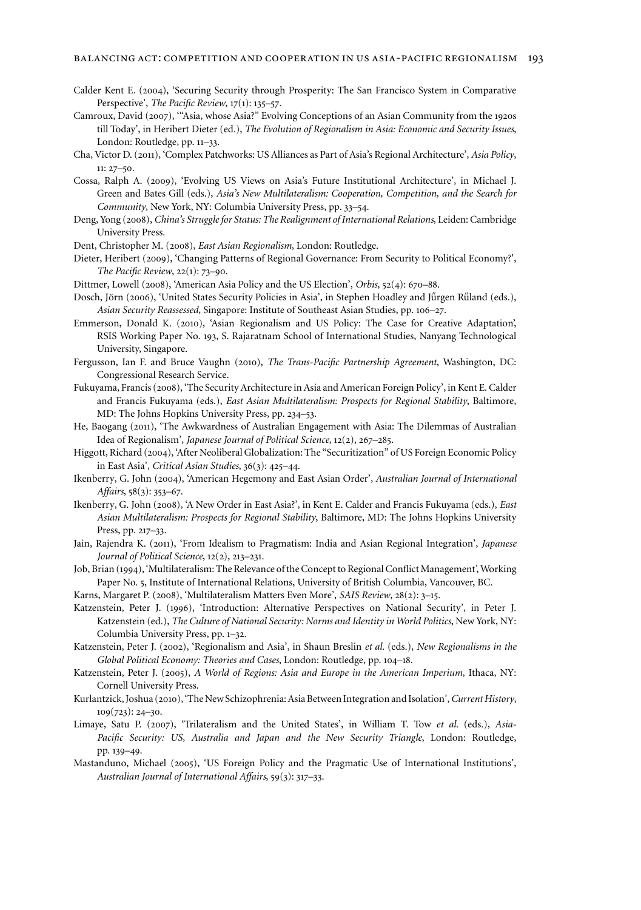Calder Kent E. (2004), 'Securing Security through Prosperity: The San Francisco System in Comparative Perspective', *The Pacific Review*, 17(1): 135–57.

Camroux, David (2007), '"Asia, whose Asia?" Evolving Conceptions of an Asian Community from the 1920s till Today', in Heribert Dieter (ed.), *The Evolution of Regionalism in Asia: Economic and Security Issues*, London: Routledge, pp. 11–33.

Cha, Victor D. (2011), 'Complex Patchworks: US Alliances as Part of Asia's Regional Architecture', *Asia Policy*, 11: 27–50.

Cossa, Ralph A. (2009), 'Evolving US Views on Asia's Future Institutional Architecture', in Michael J. Green and Bates Gill (eds.), *Asia's New Multilateralism: Cooperation, Competition, and the Search for Community*, New York, NY: Columbia University Press, pp. 33–54.

Deng, Yong (2008), *China's Struggle for Status: The Realignment of International Relations*, Leiden: Cambridge University Press.

Dent, Christopher M. (2008), *East Asian Regionalism*, London: Routledge.

Dieter, Heribert (2009), 'Changing Patterns of Regional Governance: From Security to Political Economy?', *The Pacific Review*, 22(1): 73–90.

Dittmer, Lowell (2008), 'American Asia Policy and the US Election', *Orbis*, 52(4): 670–88.

Dosch, Jörn (2006), 'United States Security Policies in Asia', in Stephen Hoadley and Jűrgen Rűland (eds.), *Asian Security Reassessed*, Singapore: Institute of Southeast Asian Studies, pp. 106–27.

Emmerson, Donald K. (2010), 'Asian Regionalism and US Policy: The Case for Creative Adaptation', RSIS Working Paper No. 193, S. Rajaratnam School of International Studies, Nanyang Technological University, Singapore.

Fergusson, Ian F. and Bruce Vaughn (2010), *The Trans-Pacific Partnership Agreement*, Washington, DC: Congressional Research Service.

Fukuyama, Francis (2008), 'The Security Architecture in Asia and American Foreign Policy', in Kent E. Calder and Francis Fukuyama (eds.), *East Asian Multilateralism: Prospects for Regional Stability*, Baltimore, MD: The Johns Hopkins University Press, pp. 234–53.

He, Baogang (2011), 'The Awkwardness of Australian Engagement with Asia: The Dilemmas of Australian Idea of Regionalism', *Japanese Journal of Political Science*, 12(2), 267–285.

Higgott, Richard (2004), 'After Neoliberal Globalization: The "Securitization" of US Foreign Economic Policy in East Asia', *Critical Asian Studies*, 36(3): 425–44.

Ikenberry, G. John (2004), 'American Hegemony and East Asian Order', *Australian Journal of International Affairs*, 58(3): 353–67.

Ikenberry, G. John (2008), 'A New Order in East Asia?', in Kent E. Calder and Francis Fukuyama (eds.), *East Asian Multilateralism: Prospects for Regional Stability*, Baltimore, MD: The Johns Hopkins University Press, pp. 217–33.

Jain, Rajendra K. (2011), 'From Idealism to Pragmatism: India and Asian Regional Integration', *Japanese Journal of Political Science*, 12(2), 213–231.

Job, Brian (1994), 'Multilateralism: The Relevance of the Concept to Regional Conflict Management', Working Paper No. 5, Institute of International Relations, University of British Columbia, Vancouver, BC.

Karns, Margaret P. (2008), 'Multilateralism Matters Even More', *SAIS Review*, 28(2): 3–15.

Katzenstein, Peter J. (1996), 'Introduction: Alternative Perspectives on National Security', in Peter J. Katzenstein (ed.), *The Culture of National Security: Norms and Identity in World Politics*, New York, NY: Columbia University Press, pp. 1–32.

Katzenstein, Peter J. (2002), 'Regionalism and Asia', in Shaun Breslin *et al.* (eds.), *New Regionalisms in the Global Political Economy: Theories and Cases*, London: Routledge, pp. 104–18.

Katzenstein, Peter J. (2005), *A World of Regions: Asia and Europe in the American Imperium*, Ithaca, NY: Cornell University Press.

Kurlantzick, Joshua (2010), 'The New Schizophrenia: Asia Between Integration and Isolation', *Current History*, 109(723): 24–30.

Limaye, Satu P. (2007), 'Trilateralism and the United States', in William T. Tow *et al.* (eds.), *Asia-Pacific Security: US, Australia and Japan and the New Security Triangle*, London: Routledge, pp. 139–49.

Mastanduno, Michael (2005), 'US Foreign Policy and the Pragmatic Use of International Institutions', *Australian Journal of International Affairs*, 59(3): 317–33.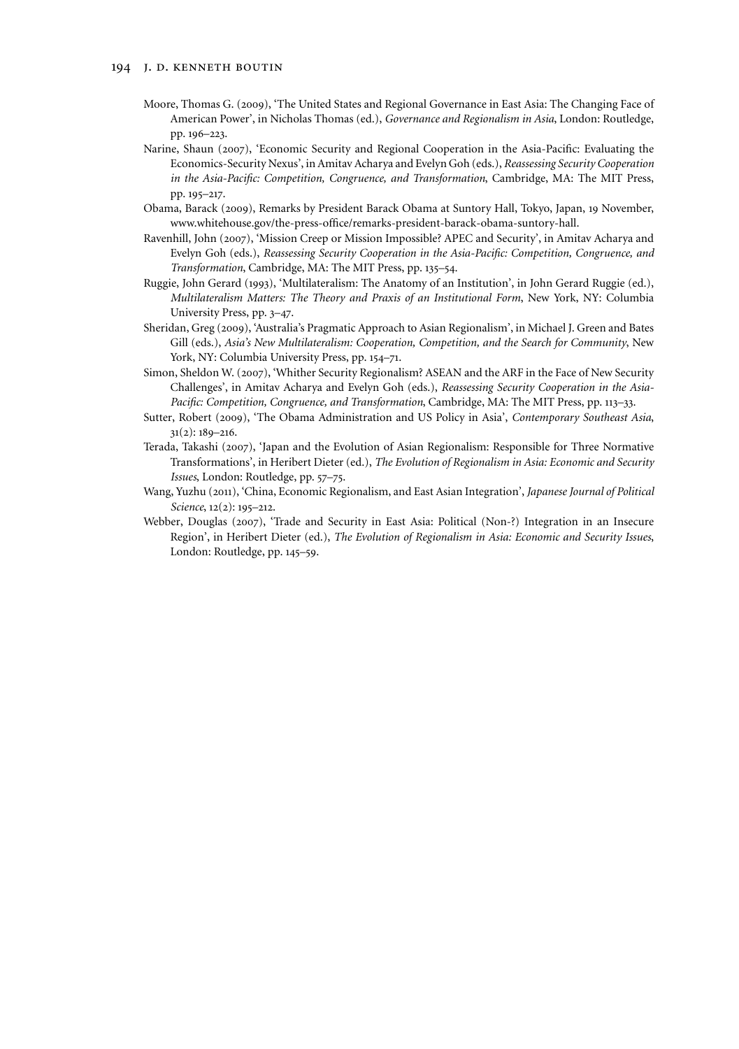Moore, Thomas G. (2009), 'The United States and Regional Governance in East Asia: The Changing Face of American Power', in Nicholas Thomas (ed.), *Governance and Regionalism in Asia*, London: Routledge, pp. 196–223.

Narine, Shaun (2007), 'Economic Security and Regional Cooperation in the Asia-Pacific: Evaluating the Economics-Security Nexus', in Amitav Acharya and Evelyn Goh (eds.), *Reassessing Security Cooperation in the Asia-Pacific: Competition, Congruence, and Transformation*, Cambridge, MA: The MIT Press, pp. 195–217.

Obama, Barack (2009), Remarks by President Barack Obama at Suntory Hall, Tokyo, Japan, 19 November, www.whitehouse.gov/the-press-office/remarks-president-barack-obama-suntory-hall.

Ravenhill, John (2007), 'Mission Creep or Mission Impossible? APEC and Security', in Amitav Acharya and Evelyn Goh (eds.), *Reassessing Security Cooperation in the Asia-Pacific: Competition, Congruence, and Transformation*, Cambridge, MA: The MIT Press, pp. 135–54.

Ruggie, John Gerard (1993), 'Multilateralism: The Anatomy of an Institution', in John Gerard Ruggie (ed.), *Multilateralism Matters: The Theory and Praxis of an Institutional Form*, New York, NY: Columbia University Press, pp. 3–47.

Sheridan, Greg (2009), 'Australia's Pragmatic Approach to Asian Regionalism', in Michael J. Green and Bates Gill (eds.), *Asia's New Multilateralism: Cooperation, Competition, and the Search for Community*, New York, NY: Columbia University Press, pp. 154–71.

Simon, Sheldon W. (2007), 'Whither Security Regionalism? ASEAN and the ARF in the Face of New Security Challenges', in Amitav Acharya and Evelyn Goh (eds.), *Reassessing Security Cooperation in the Asia-Pacific: Competition, Congruence, and Transformation*, Cambridge, MA: The MIT Press, pp. 113–33.

Sutter, Robert (2009), 'The Obama Administration and US Policy in Asia', *Contemporary Southeast Asia*, 31(2): 189–216.

Terada, Takashi (2007), 'Japan and the Evolution of Asian Regionalism: Responsible for Three Normative Transformations', in Heribert Dieter (ed.), *The Evolution of Regionalism in Asia: Economic and Security Issues*, London: Routledge, pp. 57–75.

Wang, Yuzhu (2011), 'China, Economic Regionalism, and East Asian Integration', *Japanese Journal of Political Science*, 12(2): 195–212.

Webber, Douglas (2007), 'Trade and Security in East Asia: Political (Non-?) Integration in an Insecure Region', in Heribert Dieter (ed.), *The Evolution of Regionalism in Asia: Economic and Security Issues*, London: Routledge, pp. 145–59.